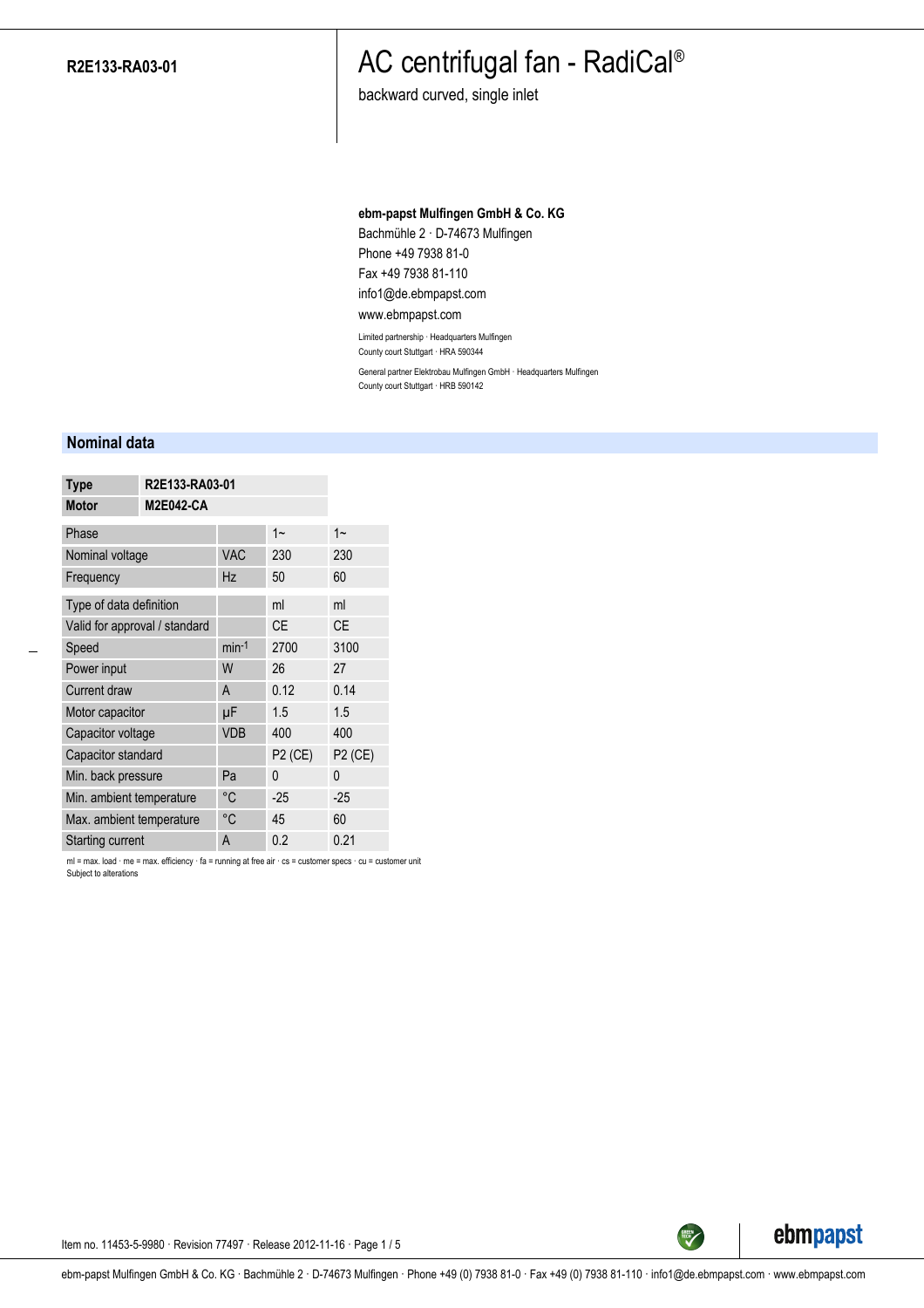**R2E133-RA03-01**

# AC centrifugal fan - RadiCal®

backward curved, single inlet

**ebm-papst Mulfingen GmbH & Co. KG**
Bachmühle 2 · D-74673 Mulfingen
Phone +49 7938 81-0
Fax +49 7938 81-110
info1@de.ebmpapst.com
www.ebmpapst.com

Limited partnership · Headquarters Mulfingen
County court Stuttgart · HRA 590344

General partner Elektrobau Mulfingen GmbH · Headquarters Mulfingen
County court Stuttgart · HRB 590142

## Nominal data

| **Type** | **R2E133-RA03-01** |
|---|---|
| **Motor** | **M2E042-CA** |

| Phase | | 1~ | 1~ |
|---|---|---|---|
| Nominal voltage | VAC | 230 | 230 |
| Frequency | Hz | 50 | 60 |
| Type of data definition | | ml | ml |
| Valid for approval / standard | | CE | CE |
| Speed | $min^{-1}$ | 2700 | 3100 |
| Power input | W | 26 | 27 |
| Current draw | A | 0.12 | 0.14 |
| Motor capacitor | µF | 1.5 | 1.5 |
| Capacitor voltage | VDB | 400 | 400 |
| Capacitor standard | | P2 (CE) | P2 (CE) |
| Min. back pressure | Pa | 0 | 0 |
| Min. ambient temperature | °C | -25 | -25 |
| Max. ambient temperature | °C | 45 | 60 |
| Starting current | A | 0.2 | 0.21 |

ml = max. load · me = max. efficiency · fa = running at free air · cs = customer specs · cu = customer unit
Subject to alterations

Item no. 11453-5-9980 · Revision 77497 · Release 2012-11-16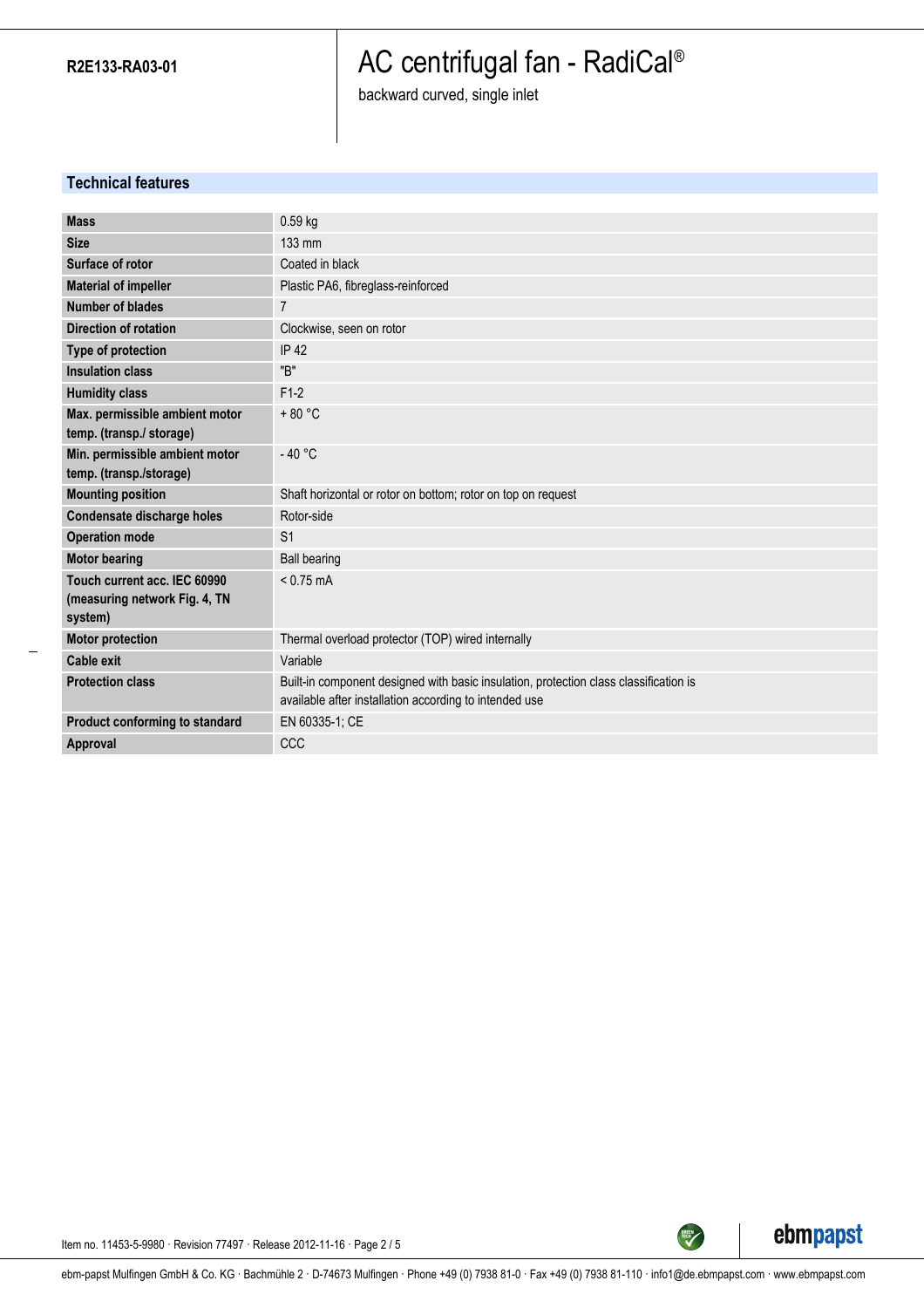R2E133-RA03-01

# AC centrifugal fan - RadiCal®

backward curved, single inlet

## Technical features

| | |
|---|---|
| **Mass** | 0.59 kg |
| **Size** | 133 mm |
| **Surface of rotor** | Coated in black |
| **Material of impeller** | Plastic PA6, fibreglass-reinforced |
| **Number of blades** | 7 |
| **Direction of rotation** | Clockwise, seen on rotor |
| **Type of protection** | IP 42 |
| **Insulation class** | "B" |
| **Humidity class** | F1-2 |
| **Max. permissible ambient motor temp. (transp./ storage)** | + 80 °C |
| **Min. permissible ambient motor temp. (transp./storage)** | - 40 °C |
| **Mounting position** | Shaft horizontal or rotor on bottom; rotor on top on request |
| **Condensate discharge holes** | Rotor-side |
| **Operation mode** | S1 |
| **Motor bearing** | Ball bearing |
| **Touch current acc. IEC 60990 (measuring network Fig. 4, TN system)** | < 0.75 mA |
| **Motor protection** | Thermal overload protector (TOP) wired internally |
| **Cable exit** | Variable |
| **Protection class** | Built-in component designed with basic insulation, protection class classification is available after installation according to intended use |
| **Product conforming to standard** | EN 60335-1; CE |
| **Approval** | CCC |

Item no. 11453-5-9980 · Revision 77497 · Release 2012-11-16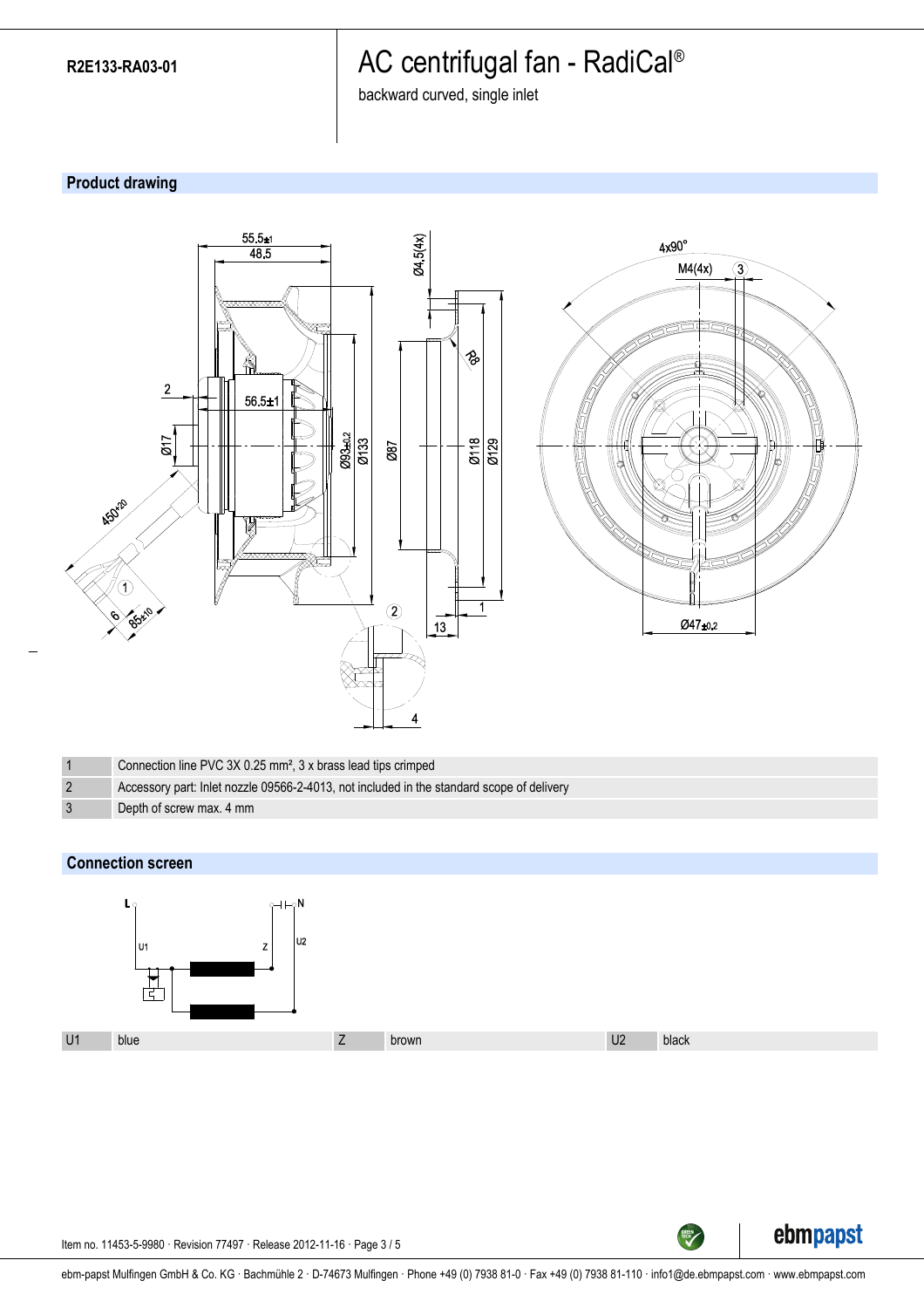R2E133-RA03-01

# AC centrifugal fan - RadiCal®

backward curved, single inlet

## Product drawing

| | |
|---|---|
| 1 | Connection line PVC 3X 0.25 mm², 3 x brass lead tips crimped |
| 2 | Accessory part: Inlet nozzle 09566-2-4013, not included in the standard scope of delivery |
| 3 | Depth of screw max. 4 mm |

## Connection screen

| | | | | | |
|---|---|---|---|---|---|
| U1 | blue | Z | brown | U2 | black |

Item no. 11453-5-9980 · Revision 77497 · Release 2012-11-16

ebm-papst Mulfingen GmbH & Co. KG · Bachmühle 2 · D-74673 Mulfingen · Phone +49 (0) 7938 81-0 · Fax +49 (0) 7938 81-110 · info1@de.ebmpapst.com · www.ebmpapst.com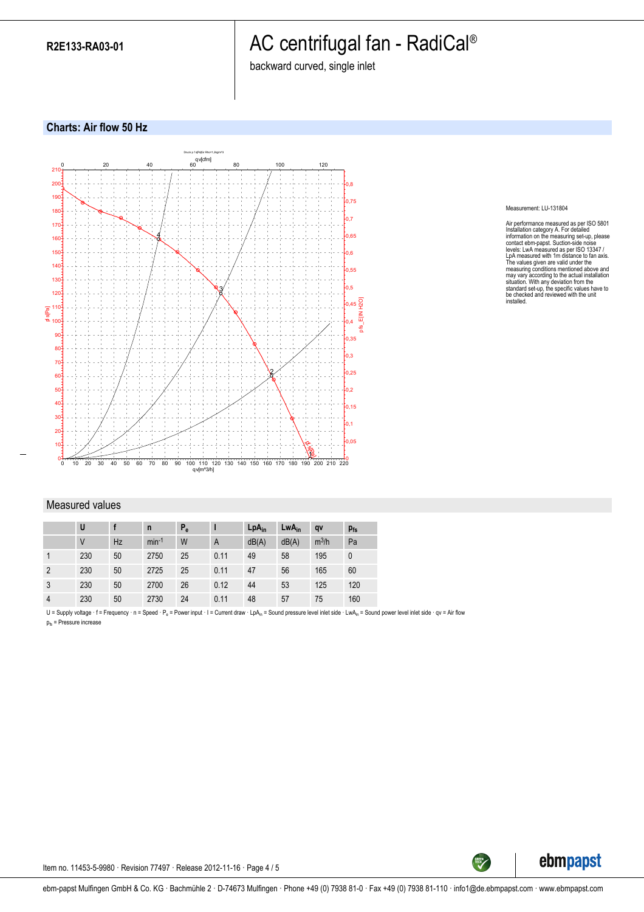**R2E133-RA03-01**

# AC centrifugal fan - RadiCal®

backward curved, single inlet

## Charts: Air flow 50 Hz

Measurement: LU-131804

Air performance measured as per ISO 5801 Installation category A. For detailed information on the measuring set-up, please contact ebm-papst. Suction-side noise levels: LwA measured as per ISO 13347 / LpA measured with 1m distance to fan axis. The values given are valid under the measuring conditions mentioned above and may vary according to the actual installation situation. With any deviation from the standard set-up, the specific values have to be checked and reviewed with the unit installed.

## Measured values

| | U | f | n | $P_e$ | I | $LpA_{in}$ | $LwA_{in}$ | qv | $p_{fs}$ |
|---|---|---|---|---|---|---|---|---|---|
| | V | Hz | $min^{-1}$ | W | A | dB(A) | dB(A) | $m^3/h$ | Pa |
| 1 | 230 | 50 | 2750 | 25 | 0.11 | 49 | 58 | 195 | 0 |
| 2 | 230 | 50 | 2725 | 25 | 0.11 | 47 | 56 | 165 | 60 |
| 3 | 230 | 50 | 2700 | 26 | 0.12 | 44 | 53 | 125 | 120 |
| 4 | 230 | 50 | 2730 | 24 | 0.11 | 48 | 57 | 75 | 160 |

U = Supply voltage · f = Frequency · n = Speed · $P_e$ = Power input · I = Current draw · $LpA_{in}$ = Sound pressure level inlet side · $LwA_{in}$ = Sound power level inlet side · qv = Air flow
$p_{fs}$ = Pressure increase

Item no. 11453-5-9980 · Revision 77497 · Release 2012-11-16

ebm-papst Mulfingen GmbH & Co. KG · Bachmühle 2 · D-74673 Mulfingen · Phone +49 (0) 7938 81-0 · Fax +49 (0) 7938 81-110 · info1@de.ebmpapst.com · www.ebmpapst.com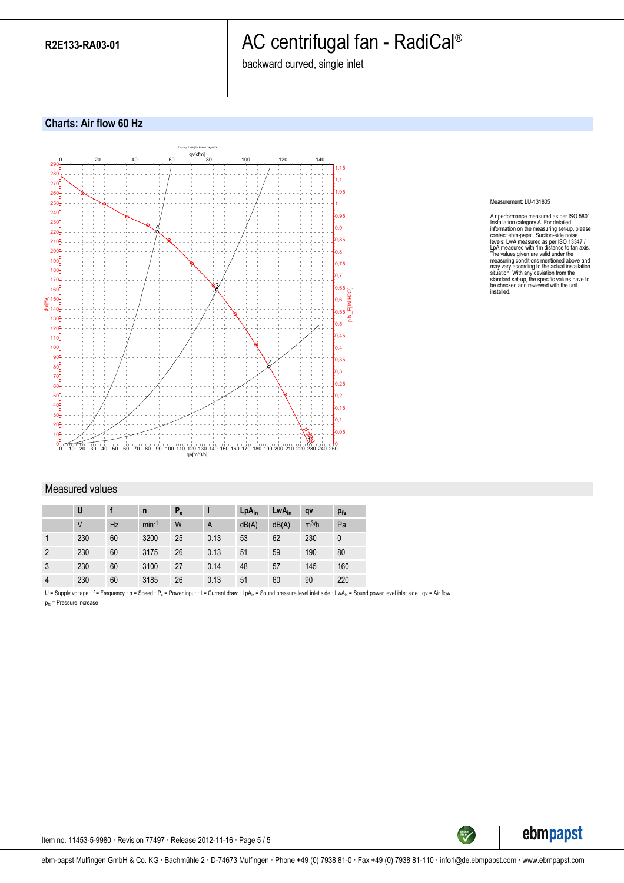**R2E133-RA03-01**

# AC centrifugal fan - RadiCal®

backward curved, single inlet

## Charts: Air flow 60 Hz

Druck p f.d[Pa]für Rho=1.2kg/m^3

qv[cfm]

0 20 40 60 80 100 120 140

290 280 270 260 250 240 230 220 210 200 190 180 170 160 150 140 130 120 110 100 90 80 70 60 50 40 30 20 10 0

p s[Pa]

1,15 1,1 1,05 1 0,95 0,9 0,85 0,8 0,75 0,7 0,65 0,6 0,55 0,5 0,45 0,4 0,35 0,3 0,25 0,2 0,15 0,1 0,05 0

pfs_E[IN H2O]

0 10 20 30 40 50 60 70 80 90 100 110 120 130 140 150 160 170 180 190 200 210 220 230 240 250

qv[m^3/h]

1 2 3 4

Measurement: LU-131805

Air performance measured as per ISO 5801 Installation category A. For detailed information on the measuring set-up, please contact ebm-papst. Suction-side noise levels: LwA measured as per ISO 13347 / LpA measured with 1m distance to fan axis. The values given are valid under the measuring conditions mentioned above and may vary according to the actual installation situation. With any deviation from the standard set-up, the specific values have to be checked and reviewed with the unit installed.

## Measured values

| | U | f | n | $P_e$ | I | $LpA_{in}$ | $LwA_{in}$ | qv | $p_{fs}$ |
|---|---|---|---|---|---|---|---|---|---|
| | V | Hz | $min^{-1}$ | W | A | dB(A) | dB(A) | $m^3/h$ | Pa |
| 1 | 230 | 60 | 3200 | 25 | 0.13 | 53 | 62 | 230 | 0 |
| 2 | 230 | 60 | 3175 | 26 | 0.13 | 51 | 59 | 190 | 80 |
| 3 | 230 | 60 | 3100 | 27 | 0.14 | 48 | 57 | 145 | 160 |
| 4 | 230 | 60 | 3185 | 26 | 0.13 | 51 | 60 | 90 | 220 |

U = Supply voltage · f = Frequency · n = Speed · $P_e$ = Power input · I = Current draw · $LpA_{in}$ = Sound pressure level inlet side · $LwA_{in}$ = Sound power level inlet side · qv = Air flow
$p_{fs}$ = Pressure increase

Item no. 11453-5-9980 · Revision 77497 · Release 2012-11-16 · Page 5 / 5

ebm-papst Mulfingen GmbH & Co. KG · Bachmühle 2 · D-74673 Mulfingen · Phone +49 (0) 7938 81-0 · Fax +49 (0) 7938 81-110 · info1@de.ebmpapst.com · www.ebmpapst.com